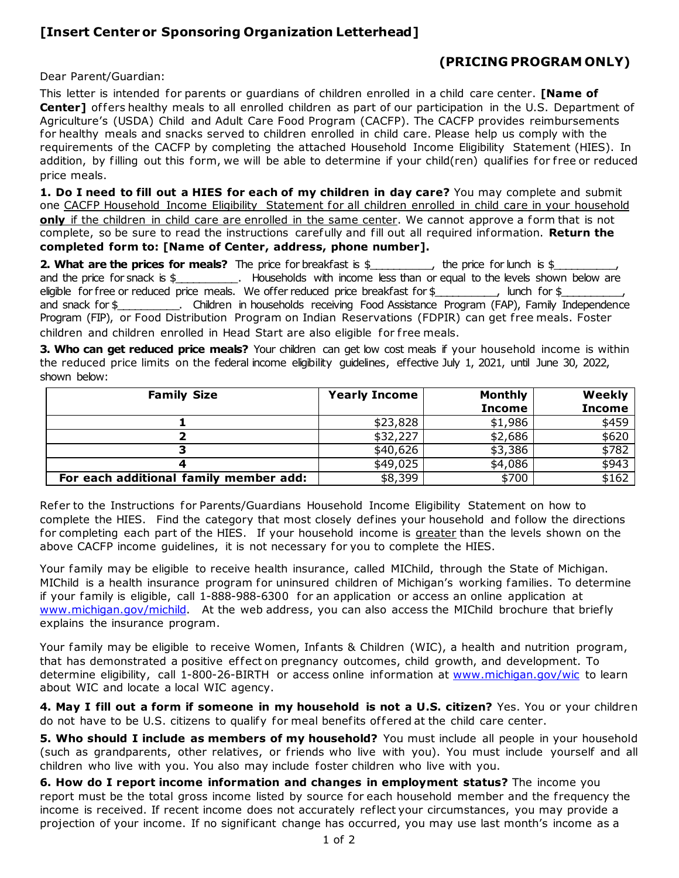# [Insert Center or Sponsoring Organization Letterhead]

## (PRICING PROGRAM ONLY)

Dear Parent/Guardian:

This letter is intended for parents or guardians of children enrolled in a child care center. **[Name of Center]** offers healthy meals to all enrolled children as part of our participation in the U.S. Department of Agriculture's (USDA) Child and Adult Care Food Program (CACFP). The CACFP provides reimbursements for healthy meals and snacks served to children enrolled in child care. Please help us comply with the requirements of the CACFP by completing the attached Household Income Eligibility Statement (HIES). In addition, by filling out this form, we will be able to determine if your child(ren) qualifies for free or reduced price meals.

**1. Do I need to fill out a HIES for each of my children in day care?** You may complete and submit one <u>CACFP Household Income Eligibility Statement for all children enrolled in child care in your household **only** if the children in child care are enrolled in the same center</u>. We cannot approve a form that is not complete, so be sure to read the instructions carefully and fill out all required information. **Return the completed form to: [Name of Center, address, phone number].**

**2. What are the prices for meals?** The price for breakfast is $__________, the price for lunch is $__________, and the price for snack is $__________. Households with income less than or equal to the levels shown below are eligible for free or reduced price meals. We offer reduced price breakfast for $__________, lunch for $__________, and snack for $__________. Children in households receiving Food Assistance Program (FAP), Family Independence Program (FIP), or Food Distribution Program on Indian Reservations (FDPIR) can get free meals. Foster children and children enrolled in Head Start are also eligible for free meals.

**3. Who can get reduced price meals?** Your children can get low cost meals if your household income is within the reduced price limits on the federal income eligibility guidelines, effective July 1, 2021, until June 30, 2022, shown below:

| Family Size | Yearly Income | Monthly Income | Weekly Income |
|---|---|---|---|
| 1 | $23,828 | $1,986 | $459 |
| 2 | $32,227 | $2,686 | $620 |
| 3 | $40,626 | $3,386 | $782 |
| 4 | $49,025 | $4,086 | $943 |
| For each additional family member add: | $8,399 | $700 | $162 |

Refer to the Instructions for Parents/Guardians Household Income Eligibility Statement on how to complete the HIES. Find the category that most closely defines your household and follow the directions for completing each part of the HIES. If your household income is <u>greater</u> than the levels shown on the above CACFP income guidelines, it is not necessary for you to complete the HIES.

Your family may be eligible to receive health insurance, called MIChild, through the State of Michigan. MIChild is a health insurance program for uninsured children of Michigan's working families. To determine if your family is eligible, call 1-888-988-6300 for an application or access an online application at www.michigan.gov/michild. At the web address, you can also access the MIChild brochure that briefly explains the insurance program.

Your family may be eligible to receive Women, Infants & Children (WIC), a health and nutrition program, that has demonstrated a positive effect on pregnancy outcomes, child growth, and development. To determine eligibility, call 1-800-26-BIRTH or access online information at www.michigan.gov/wic to learn about WIC and locate a local WIC agency.

**4. May I fill out a form if someone in my household is not a U.S. citizen?** Yes. You or your children do not have to be U.S. citizens to qualify for meal benefits offered at the child care center.

**5. Who should I include as members of my household?** You must include all people in your household (such as grandparents, other relatives, or friends who live with you). You must include yourself and all children who live with you. You also may include foster children who live with you.

**6. How do I report income information and changes in employment status?** The income you report must be the total gross income listed by source for each household member and the frequency the income is received. If recent income does not accurately reflect your circumstances, you may provide a projection of your income. If no significant change has occurred, you may use last month's income as a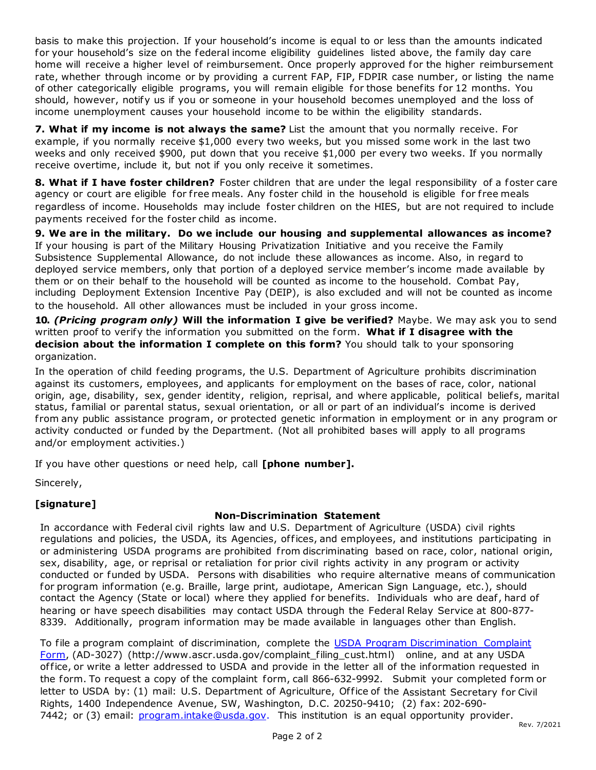basis to make this projection. If your household's income is equal to or less than the amounts indicated for your household's size on the federal income eligibility guidelines listed above, the family day care home will receive a higher level of reimbursement. Once properly approved for the higher reimbursement rate, whether through income or by providing a current FAP, FIP, FDPIR case number, or listing the name of other categorically eligible programs, you will remain eligible for those benefits for 12 months. You should, however, notify us if you or someone in your household becomes unemployed and the loss of income unemployment causes your household income to be within the eligibility standards.

**7. What if my income is not always the same?** List the amount that you normally receive. For example, if you normally receive $1,000 every two weeks, but you missed some work in the last two weeks and only received $900, put down that you receive $1,000 per every two weeks. If you normally receive overtime, include it, but not if you only receive it sometimes.

**8. What if I have foster children?** Foster children that are under the legal responsibility of a foster care agency or court are eligible for free meals. Any foster child in the household is eligible for free meals regardless of income. Households may include foster children on the HIES, but are not required to include payments received for the foster child as income.

**9. We are in the military. Do we include our housing and supplemental allowances as income?** If your housing is part of the Military Housing Privatization Initiative and you receive the Family Subsistence Supplemental Allowance, do not include these allowances as income. Also, in regard to deployed service members, only that portion of a deployed service member's income made available by them or on their behalf to the household will be counted as income to the household. Combat Pay, including Deployment Extension Incentive Pay (DEIP), is also excluded and will not be counted as income to the household. All other allowances must be included in your gross income.

**10. *(Pricing program only)* Will the information I give be verified?** Maybe. We may ask you to send written proof to verify the information you submitted on the form. **What if I disagree with the decision about the information I complete on this form?** You should talk to your sponsoring organization.

In the operation of child feeding programs, the U.S. Department of Agriculture prohibits discrimination against its customers, employees, and applicants for employment on the bases of race, color, national origin, age, disability, sex, gender identity, religion, reprisal, and where applicable, political beliefs, marital status, familial or parental status, sexual orientation, or all or part of an individual's income is derived from any public assistance program, or protected genetic information in employment or in any program or activity conducted or funded by the Department. (Not all prohibited bases will apply to all programs and/or employment activities.)

If you have other questions or need help, call **[phone number].**

Sincerely,

**[signature]**

**Non-Discrimination Statement**

In accordance with Federal civil rights law and U.S. Department of Agriculture (USDA) civil rights regulations and policies, the USDA, its Agencies, offices, and employees, and institutions participating in or administering USDA programs are prohibited from discriminating based on race, color, national origin, sex, disability, age, or reprisal or retaliation for prior civil rights activity in any program or activity conducted or funded by USDA. Persons with disabilities who require alternative means of communication for program information (e.g. Braille, large print, audiotape, American Sign Language, etc.), should contact the Agency (State or local) where they applied for benefits. Individuals who are deaf, hard of hearing or have speech disabilities may contact USDA through the Federal Relay Service at 800-877-8339. Additionally, program information may be made available in languages other than English.

To file a program complaint of discrimination, complete the USDA Program Discrimination Complaint Form, (AD-3027) (http://www.ascr.usda.gov/complaint_filing_cust.html) online, and at any USDA office, or write a letter addressed to USDA and provide in the letter all of the information requested in the form. To request a copy of the complaint form, call 866-632-9992. Submit your completed form or letter to USDA by: (1) mail: U.S. Department of Agriculture, Office of the Assistant Secretary for Civil Rights, 1400 Independence Avenue, SW, Washington, D.C. 20250-9410; (2) fax: 202-690-7442; or (3) email: program.intake@usda.gov. This institution is an equal opportunity provider.

Rev. 7/2021